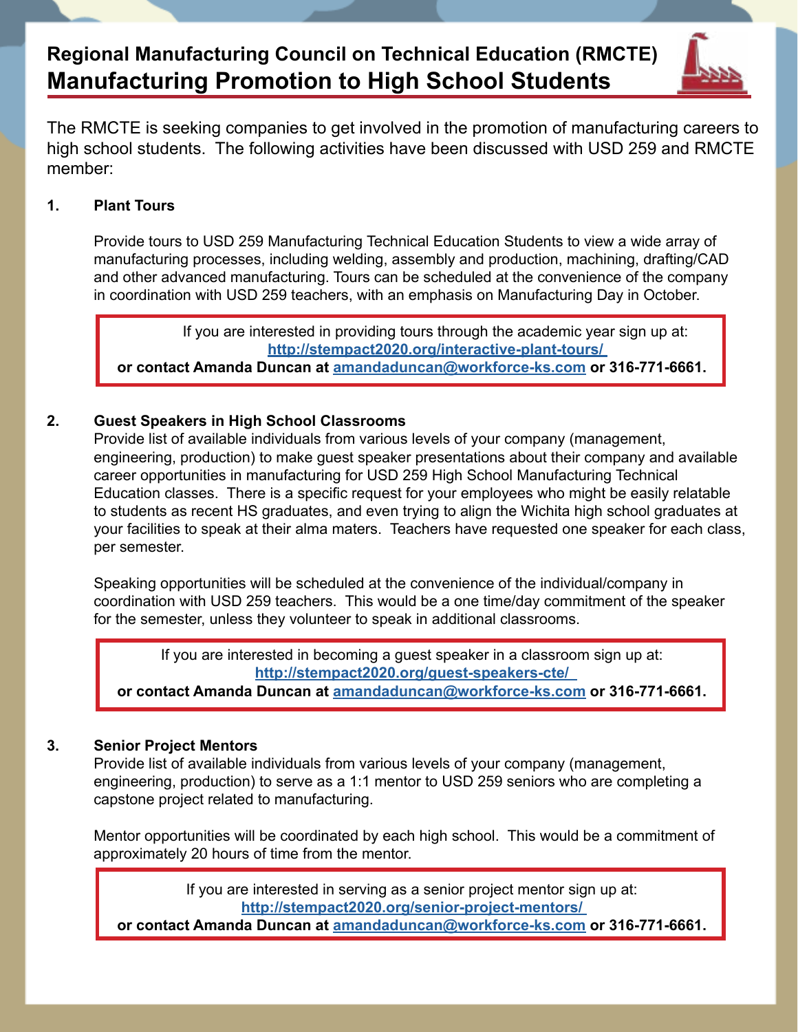## Regional Manufacturing Council on Technical Education (RMCTE)

# Manufacturing Promotion to High School Students

The RMCTE is seeking companies to get involved in the promotion of manufacturing careers to high school students. The following activities have been discussed with USD 259 and RMCTE member:

1. **Plant Tours**

   Provide tours to USD 259 Manufacturing Technical Education Students to view a wide array of manufacturing processes, including welding, assembly and production, machining, drafting/CAD and other advanced manufacturing. Tours can be scheduled at the convenience of the company in coordination with USD 259 teachers, with an emphasis on Manufacturing Day in October.

   If you are interested in providing tours through the academic year sign up at: **http://stempact2020.org/interactive-plant-tours/**
   **or contact Amanda Duncan at amandaduncan@workforce-ks.com or 316-771-6661.**

2. **Guest Speakers in High School Classrooms**

   Provide list of available individuals from various levels of your company (management, engineering, production) to make guest speaker presentations about their company and available career opportunities in manufacturing for USD 259 High School Manufacturing Technical Education classes. There is a specific request for your employees who might be easily relatable to students as recent HS graduates, and even trying to align the Wichita high school graduates at your facilities to speak at their alma maters. Teachers have requested one speaker for each class, per semester.

   Speaking opportunities will be scheduled at the convenience of the individual/company in coordination with USD 259 teachers. This would be a one time/day commitment of the speaker for the semester, unless they volunteer to speak in additional classrooms.

   If you are interested in becoming a guest speaker in a classroom sign up at: **http://stempact2020.org/guest-speakers-cte/**
   **or contact Amanda Duncan at amandaduncan@workforce-ks.com or 316-771-6661.**

3. **Senior Project Mentors**

   Provide list of available individuals from various levels of your company (management, engineering, production) to serve as a 1:1 mentor to USD 259 seniors who are completing a capstone project related to manufacturing.

   Mentor opportunities will be coordinated by each high school. This would be a commitment of approximately 20 hours of time from the mentor.

   If you are interested in serving as a senior project mentor sign up at: **http://stempact2020.org/senior-project-mentors/**
   **or contact Amanda Duncan at amandaduncan@workforce-ks.com or 316-771-6661.**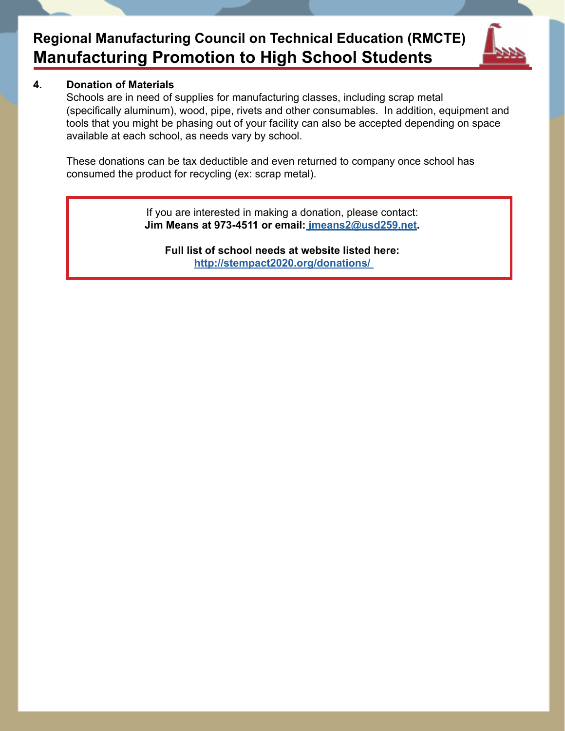# Regional Manufacturing Council on Technical Education (RMCTE)

## Manufacturing Promotion to High School Students

**4. Donation of Materials**

Schools are in need of supplies for manufacturing classes, including scrap metal (specifically aluminum), wood, pipe, rivets and other consumables. In addition, equipment and tools that you might be phasing out of your facility can also be accepted depending on space available at each school, as needs vary by school.

These donations can be tax deductible and even returned to company once school has consumed the product for recycling (ex: scrap metal).

If you are interested in making a donation, please contact:
**Jim Means at 973-4511 or email: jmeans2@usd259.net.**

**Full list of school needs at website listed here:**
**http://stempact2020.org/donations/**